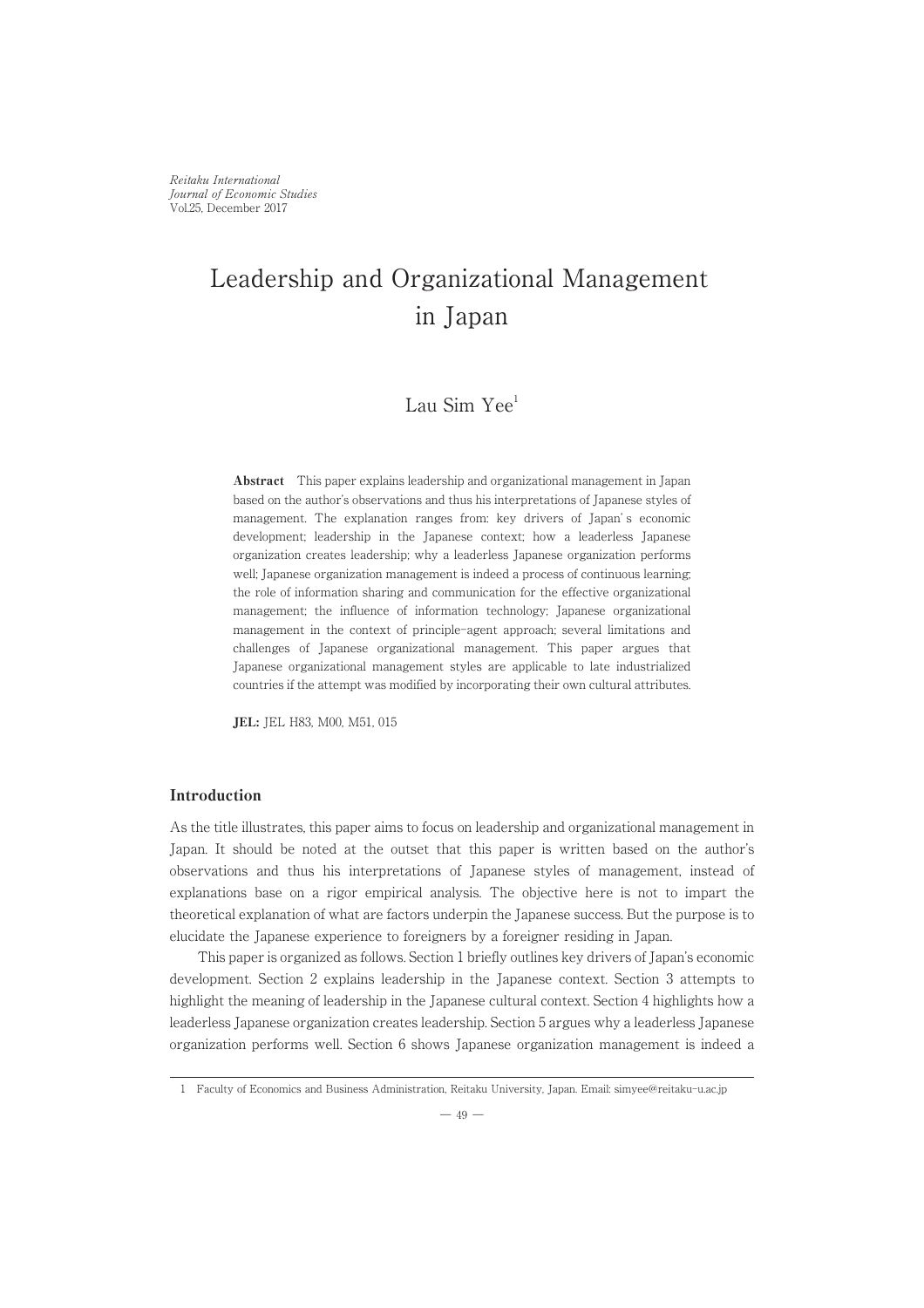# Leadership and Organizational Management in Japan

Lau Sim Yee[1]

**Abstract** This paper explains leadership and organizational management in Japan based on the author's observations and thus his interpretations of Japanese styles of management. The explanation ranges from: key drivers of Japan's economic development; leadership in the Japanese context; how a leaderless Japanese organization creates leadership; why a leaderless Japanese organization performs well; Japanese organization management is indeed a process of continuous learning; the role of information sharing and communication for the effective organizational management; the influence of information technology; Japanese organizational management in the context of principle-agent approach; several limitations and challenges of Japanese organizational management. This paper argues that Japanese organizational management styles are applicable to late industrialized countries if the attempt was modified by incorporating their own cultural attributes.

**JEL:** JEL H83, M00, M51, 015

## Introduction

As the title illustrates, this paper aims to focus on leadership and organizational management in Japan. It should be noted at the outset that this paper is written based on the author's observations and thus his interpretations of Japanese styles of management, instead of explanations base on a rigor empirical analysis. The objective here is not to impart the theoretical explanation of what are factors underpin the Japanese success. But the purpose is to elucidate the Japanese experience to foreigners by a foreigner residing in Japan.

This paper is organized as follows. Section 1 briefly outlines key drivers of Japan's economic development. Section 2 explains leadership in the Japanese context. Section 3 attempts to highlight the meaning of leadership in the Japanese cultural context. Section 4 highlights how a leaderless Japanese organization creates leadership. Section 5 argues why a leaderless Japanese organization performs well. Section 6 shows Japanese organization management is indeed a

[1] Faculty of Economics and Business Administration, Reitaku University, Japan. Email: simyee@reitaku-u.ac.jp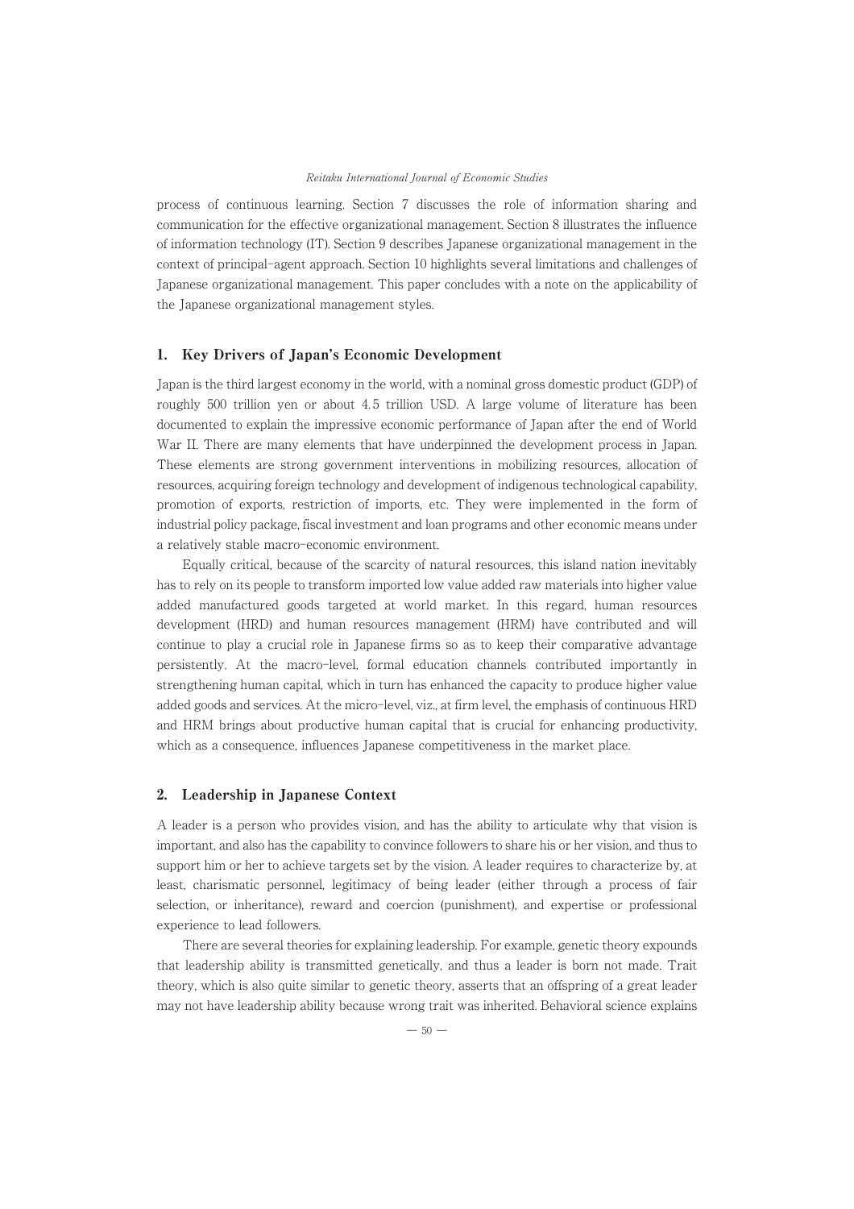process of continuous learning. Section 7 discusses the role of information sharing and communication for the effective organizational management. Section 8 illustrates the influence of information technology (IT). Section 9 describes Japanese organizational management in the context of principal-agent approach. Section 10 highlights several limitations and challenges of Japanese organizational management. This paper concludes with a note on the applicability of the Japanese organizational management styles.

## 1. Key Drivers of Japan's Economic Development

Japan is the third largest economy in the world, with a nominal gross domestic product (GDP) of roughly 500 trillion yen or about 4.5 trillion USD. A large volume of literature has been documented to explain the impressive economic performance of Japan after the end of World War II. There are many elements that have underpinned the development process in Japan. These elements are strong government interventions in mobilizing resources, allocation of resources, acquiring foreign technology and development of indigenous technological capability, promotion of exports, restriction of imports, etc. They were implemented in the form of industrial policy package, fiscal investment and loan programs and other economic means under a relatively stable macro-economic environment.

Equally critical, because of the scarcity of natural resources, this island nation inevitably has to rely on its people to transform imported low value added raw materials into higher value added manufactured goods targeted at world market. In this regard, human resources development (HRD) and human resources management (HRM) have contributed and will continue to play a crucial role in Japanese firms so as to keep their comparative advantage persistently. At the macro-level, formal education channels contributed importantly in strengthening human capital, which in turn has enhanced the capacity to produce higher value added goods and services. At the micro-level, viz., at firm level, the emphasis of continuous HRD and HRM brings about productive human capital that is crucial for enhancing productivity, which as a consequence, influences Japanese competitiveness in the market place.

## 2. Leadership in Japanese Context

A leader is a person who provides vision, and has the ability to articulate why that vision is important, and also has the capability to convince followers to share his or her vision, and thus to support him or her to achieve targets set by the vision. A leader requires to characterize by, at least, charismatic personnel, legitimacy of being leader (either through a process of fair selection, or inheritance), reward and coercion (punishment), and expertise or professional experience to lead followers.

There are several theories for explaining leadership. For example, genetic theory expounds that leadership ability is transmitted genetically, and thus a leader is born not made. Trait theory, which is also quite similar to genetic theory, asserts that an offspring of a great leader may not have leadership ability because wrong trait was inherited. Behavioral science explains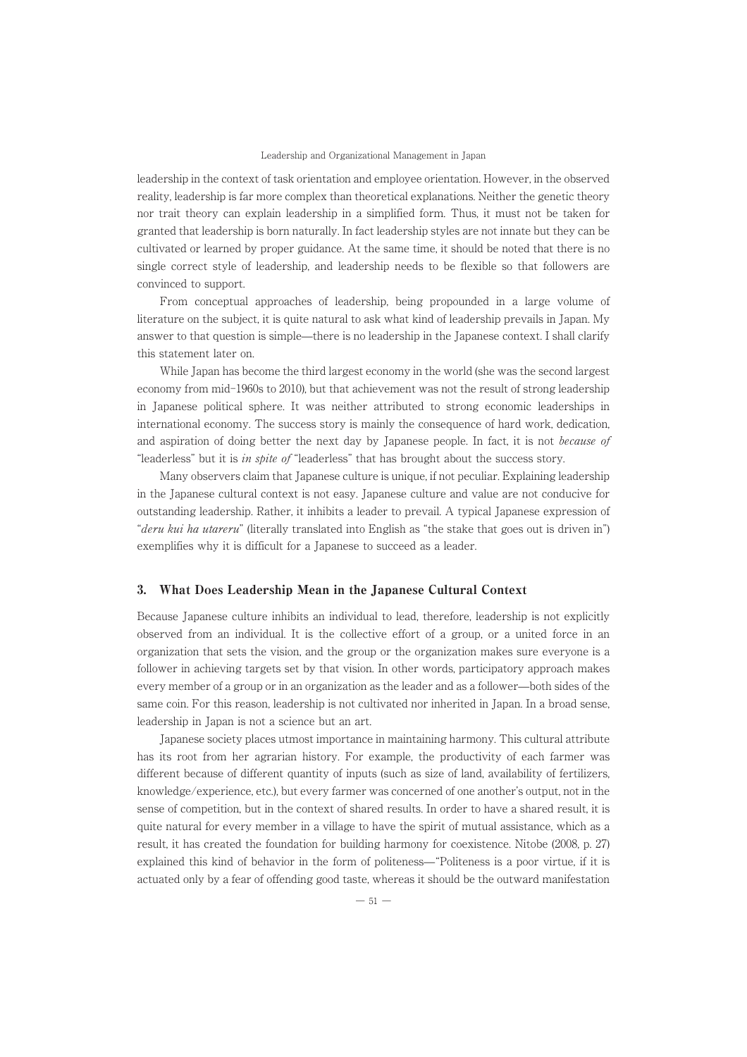leadership in the context of task orientation and employee orientation. However, in the observed reality, leadership is far more complex than theoretical explanations. Neither the genetic theory nor trait theory can explain leadership in a simplified form. Thus, it must not be taken for granted that leadership is born naturally. In fact leadership styles are not innate but they can be cultivated or learned by proper guidance. At the same time, it should be noted that there is no single correct style of leadership, and leadership needs to be flexible so that followers are convinced to support.

From conceptual approaches of leadership, being propounded in a large volume of literature on the subject, it is quite natural to ask what kind of leadership prevails in Japan. My answer to that question is simple—there is no leadership in the Japanese context. I shall clarify this statement later on.

While Japan has become the third largest economy in the world (she was the second largest economy from mid-1960s to 2010), but that achievement was not the result of strong leadership in Japanese political sphere. It was neither attributed to strong economic leaderships in international economy. The success story is mainly the consequence of hard work, dedication, and aspiration of doing better the next day by Japanese people. In fact, it is not *because of* "leaderless" but it is *in spite of* "leaderless" that has brought about the success story.

Many observers claim that Japanese culture is unique, if not peculiar. Explaining leadership in the Japanese cultural context is not easy. Japanese culture and value are not conducive for outstanding leadership. Rather, it inhibits a leader to prevail. A typical Japanese expression of "*deru kui ha utareru*" (literally translated into English as "the stake that goes out is driven in") exemplifies why it is difficult for a Japanese to succeed as a leader.

## 3. What Does Leadership Mean in the Japanese Cultural Context

Because Japanese culture inhibits an individual to lead, therefore, leadership is not explicitly observed from an individual. It is the collective effort of a group, or a united force in an organization that sets the vision, and the group or the organization makes sure everyone is a follower in achieving targets set by that vision. In other words, participatory approach makes every member of a group or in an organization as the leader and as a follower—both sides of the same coin. For this reason, leadership is not cultivated nor inherited in Japan. In a broad sense, leadership in Japan is not a science but an art.

Japanese society places utmost importance in maintaining harmony. This cultural attribute has its root from her agrarian history. For example, the productivity of each farmer was different because of different quantity of inputs (such as size of land, availability of fertilizers, knowledge/experience, etc.), but every farmer was concerned of one another's output, not in the sense of competition, but in the context of shared results. In order to have a shared result, it is quite natural for every member in a village to have the spirit of mutual assistance, which as a result, it has created the foundation for building harmony for coexistence. Nitobe (2008, p. 27) explained this kind of behavior in the form of politeness—"Politeness is a poor virtue, if it is actuated only by a fear of offending good taste, whereas it should be the outward manifestation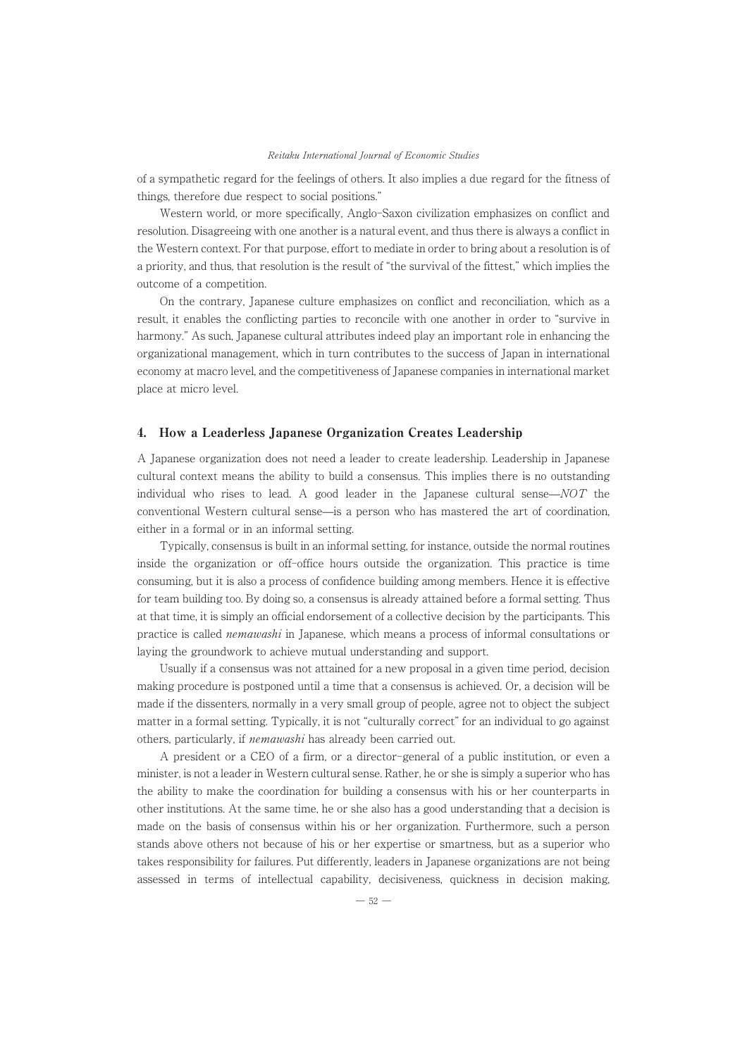of a sympathetic regard for the feelings of others. It also implies a due regard for the fitness of things, therefore due respect to social positions."

Western world, or more specifically, Anglo-Saxon civilization emphasizes on conflict and resolution. Disagreeing with one another is a natural event, and thus there is always a conflict in the Western context. For that purpose, effort to mediate in order to bring about a resolution is of a priority, and thus, that resolution is the result of "the survival of the fittest," which implies the outcome of a competition.

On the contrary, Japanese culture emphasizes on conflict and reconciliation, which as a result, it enables the conflicting parties to reconcile with one another in order to "survive in harmony." As such, Japanese cultural attributes indeed play an important role in enhancing the organizational management, which in turn contributes to the success of Japan in international economy at macro level, and the competitiveness of Japanese companies in international market place at micro level.

## 4. How a Leaderless Japanese Organization Creates Leadership

A Japanese organization does not need a leader to create leadership. Leadership in Japanese cultural context means the ability to build a consensus. This implies there is no outstanding individual who rises to lead. A good leader in the Japanese cultural sense—*NOT* the conventional Western cultural sense—is a person who has mastered the art of coordination, either in a formal or in an informal setting.

Typically, consensus is built in an informal setting, for instance, outside the normal routines inside the organization or off-office hours outside the organization. This practice is time consuming, but it is also a process of confidence building among members. Hence it is effective for team building too. By doing so, a consensus is already attained before a formal setting. Thus at that time, it is simply an official endorsement of a collective decision by the participants. This practice is called *nemawashi* in Japanese, which means a process of informal consultations or laying the groundwork to achieve mutual understanding and support.

Usually if a consensus was not attained for a new proposal in a given time period, decision making procedure is postponed until a time that a consensus is achieved. Or, a decision will be made if the dissenters, normally in a very small group of people, agree not to object the subject matter in a formal setting. Typically, it is not "culturally correct" for an individual to go against others, particularly, if *nemawashi* has already been carried out.

A president or a CEO of a firm, or a director-general of a public institution, or even a minister, is not a leader in Western cultural sense. Rather, he or she is simply a superior who has the ability to make the coordination for building a consensus with his or her counterparts in other institutions. At the same time, he or she also has a good understanding that a decision is made on the basis of consensus within his or her organization. Furthermore, such a person stands above others not because of his or her expertise or smartness, but as a superior who takes responsibility for failures. Put differently, leaders in Japanese organizations are not being assessed in terms of intellectual capability, decisiveness, quickness in decision making,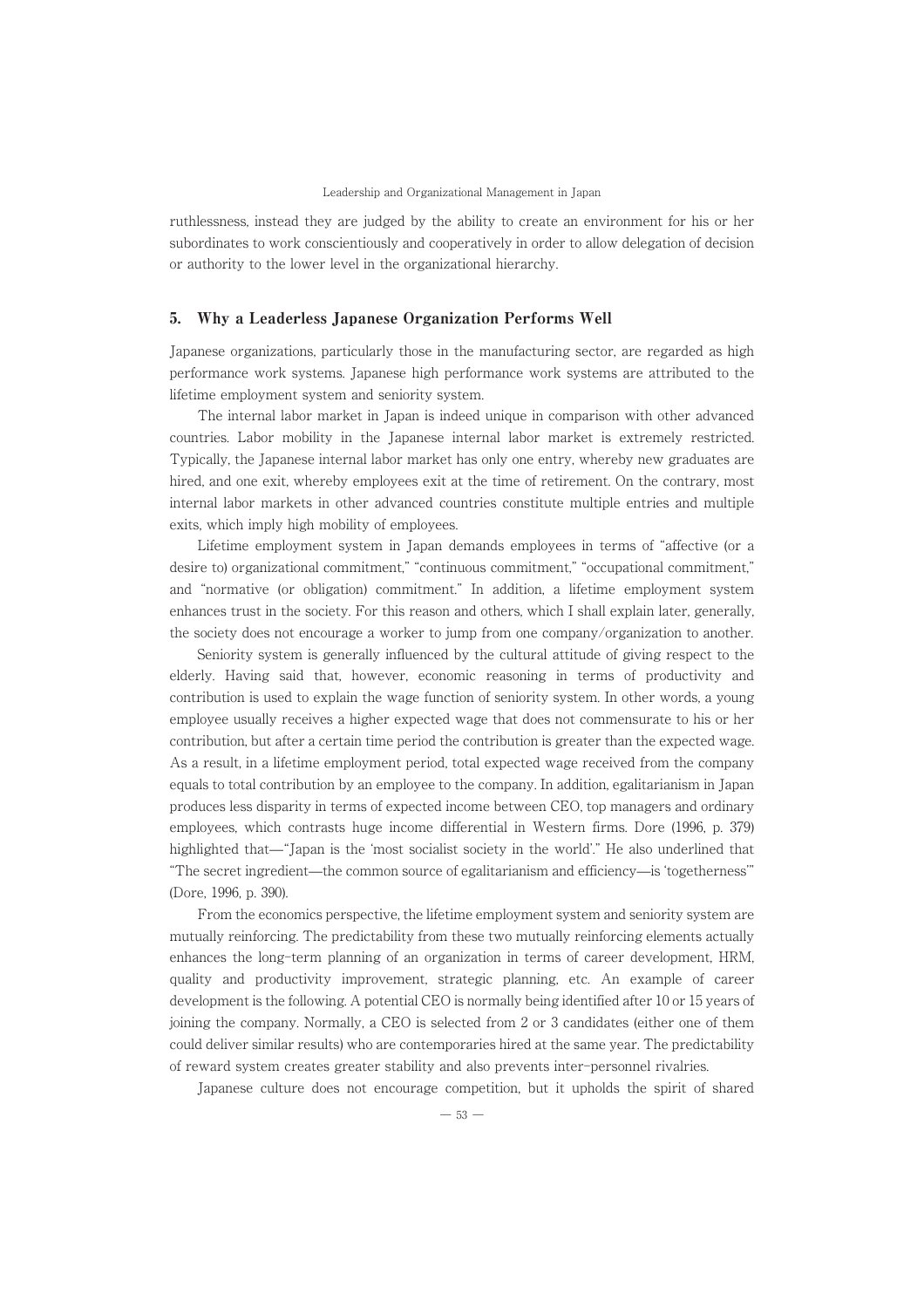ruthlessness, instead they are judged by the ability to create an environment for his or her subordinates to work conscientiously and cooperatively in order to allow delegation of decision or authority to the lower level in the organizational hierarchy.

## 5. Why a Leaderless Japanese Organization Performs Well

Japanese organizations, particularly those in the manufacturing sector, are regarded as high performance work systems. Japanese high performance work systems are attributed to the lifetime employment system and seniority system.

The internal labor market in Japan is indeed unique in comparison with other advanced countries. Labor mobility in the Japanese internal labor market is extremely restricted. Typically, the Japanese internal labor market has only one entry, whereby new graduates are hired, and one exit, whereby employees exit at the time of retirement. On the contrary, most internal labor markets in other advanced countries constitute multiple entries and multiple exits, which imply high mobility of employees.

Lifetime employment system in Japan demands employees in terms of "affective (or a desire to) organizational commitment," "continuous commitment," "occupational commitment," and "normative (or obligation) commitment." In addition, a lifetime employment system enhances trust in the society. For this reason and others, which I shall explain later, generally, the society does not encourage a worker to jump from one company/organization to another.

Seniority system is generally influenced by the cultural attitude of giving respect to the elderly. Having said that, however, economic reasoning in terms of productivity and contribution is used to explain the wage function of seniority system. In other words, a young employee usually receives a higher expected wage that does not commensurate to his or her contribution, but after a certain time period the contribution is greater than the expected wage. As a result, in a lifetime employment period, total expected wage received from the company equals to total contribution by an employee to the company. In addition, egalitarianism in Japan produces less disparity in terms of expected income between CEO, top managers and ordinary employees, which contrasts huge income differential in Western firms. Dore (1996, p. 379) highlighted that—"Japan is the 'most socialist society in the world'." He also underlined that "The secret ingredient—the common source of egalitarianism and efficiency—is 'togetherness'" (Dore, 1996, p. 390).

From the economics perspective, the lifetime employment system and seniority system are mutually reinforcing. The predictability from these two mutually reinforcing elements actually enhances the long-term planning of an organization in terms of career development, HRM, quality and productivity improvement, strategic planning, etc. An example of career development is the following. A potential CEO is normally being identified after 10 or 15 years of joining the company. Normally, a CEO is selected from 2 or 3 candidates (either one of them could deliver similar results) who are contemporaries hired at the same year. The predictability of reward system creates greater stability and also prevents inter-personnel rivalries.

Japanese culture does not encourage competition, but it upholds the spirit of shared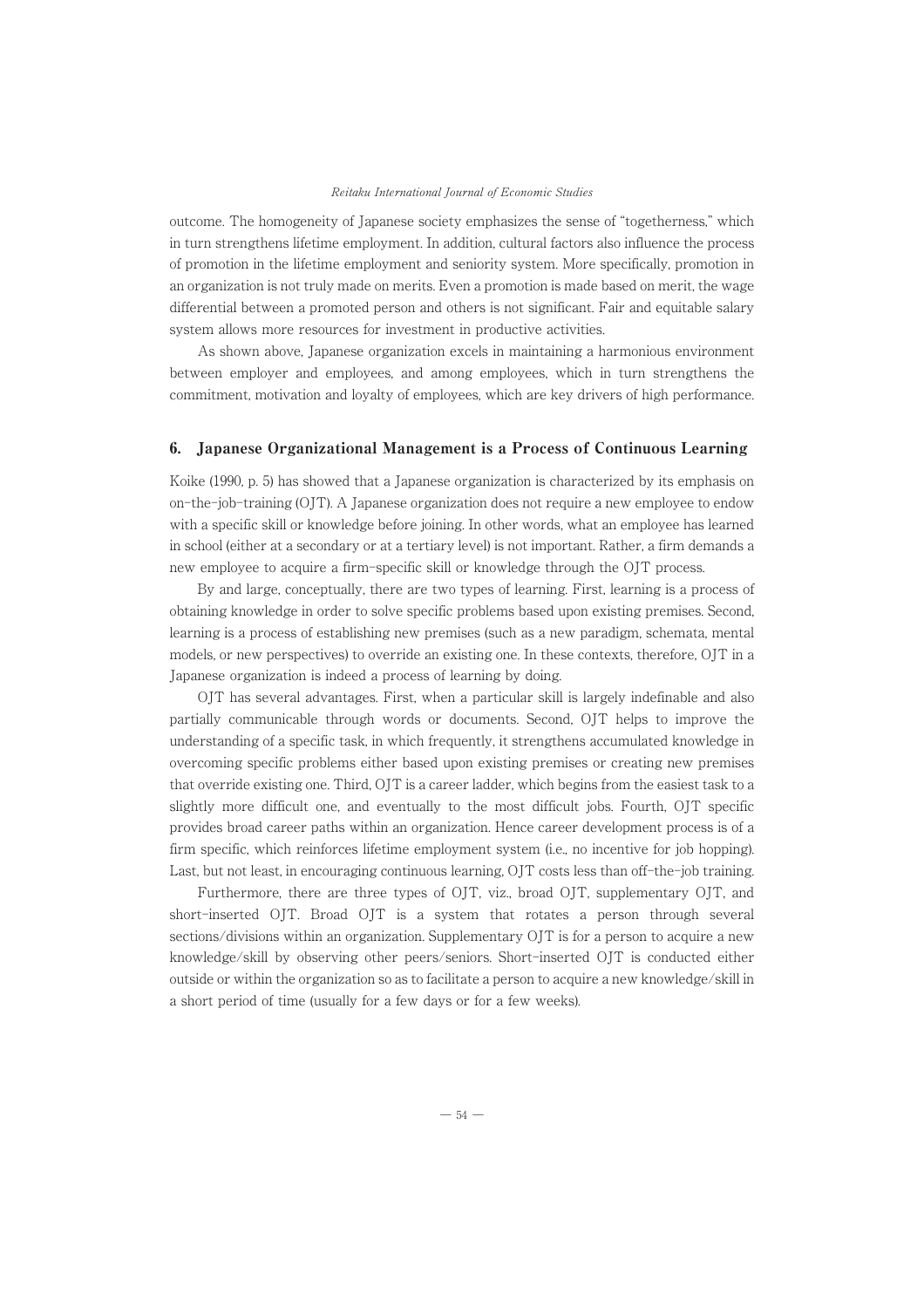outcome. The homogeneity of Japanese society emphasizes the sense of "togetherness," which in turn strengthens lifetime employment. In addition, cultural factors also influence the process of promotion in the lifetime employment and seniority system. More specifically, promotion in an organization is not truly made on merits. Even a promotion is made based on merit, the wage differential between a promoted person and others is not significant. Fair and equitable salary system allows more resources for investment in productive activities.

As shown above, Japanese organization excels in maintaining a harmonious environment between employer and employees, and among employees, which in turn strengthens the commitment, motivation and loyalty of employees, which are key drivers of high performance.

## 6. Japanese Organizational Management is a Process of Continuous Learning

Koike (1990, p. 5) has showed that a Japanese organization is characterized by its emphasis on on-the-job-training (OJT). A Japanese organization does not require a new employee to endow with a specific skill or knowledge before joining. In other words, what an employee has learned in school (either at a secondary or at a tertiary level) is not important. Rather, a firm demands a new employee to acquire a firm-specific skill or knowledge through the OJT process.

By and large, conceptually, there are two types of learning. First, learning is a process of obtaining knowledge in order to solve specific problems based upon existing premises. Second, learning is a process of establishing new premises (such as a new paradigm, schemata, mental models, or new perspectives) to override an existing one. In these contexts, therefore, OJT in a Japanese organization is indeed a process of learning by doing.

OJT has several advantages. First, when a particular skill is largely indefinable and also partially communicable through words or documents. Second, OJT helps to improve the understanding of a specific task, in which frequently, it strengthens accumulated knowledge in overcoming specific problems either based upon existing premises or creating new premises that override existing one. Third, OJT is a career ladder, which begins from the easiest task to a slightly more difficult one, and eventually to the most difficult jobs. Fourth, OJT specific provides broad career paths within an organization. Hence career development process is of a firm specific, which reinforces lifetime employment system (i.e., no incentive for job hopping). Last, but not least, in encouraging continuous learning, OJT costs less than off-the-job training.

Furthermore, there are three types of OJT, viz., broad OJT, supplementary OJT, and short-inserted OJT. Broad OJT is a system that rotates a person through several sections/divisions within an organization. Supplementary OJT is for a person to acquire a new knowledge/skill by observing other peers/seniors. Short-inserted OJT is conducted either outside or within the organization so as to facilitate a person to acquire a new knowledge/skill in a short period of time (usually for a few days or for a few weeks).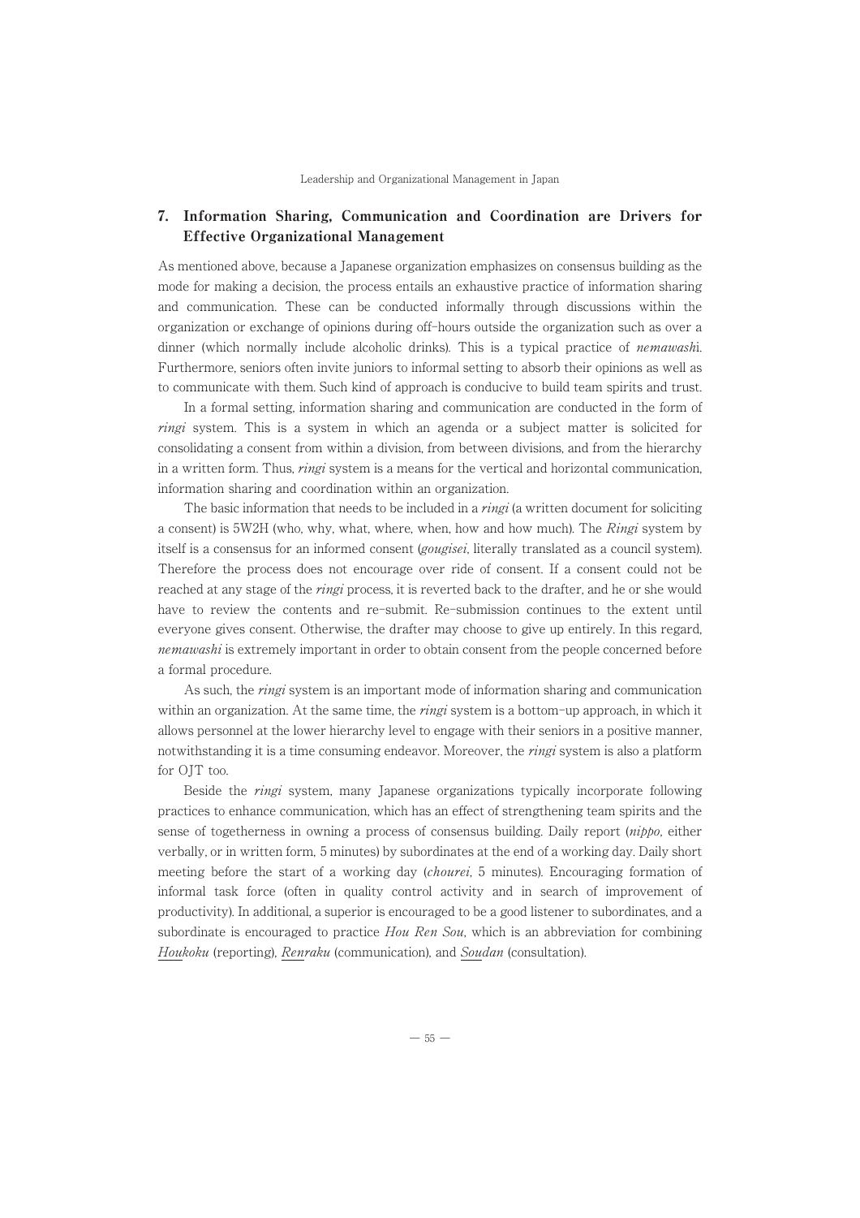## 7. Information Sharing, Communication and Coordination are Drivers for Effective Organizational Management

As mentioned above, because a Japanese organization emphasizes on consensus building as the mode for making a decision, the process entails an exhaustive practice of information sharing and communication. These can be conducted informally through discussions within the organization or exchange of opinions during off-hours outside the organization such as over a dinner (which normally include alcoholic drinks). This is a typical practice of *nemawashi*. Furthermore, seniors often invite juniors to informal setting to absorb their opinions as well as to communicate with them. Such kind of approach is conducive to build team spirits and trust.

In a formal setting, information sharing and communication are conducted in the form of *ringi* system. This is a system in which an agenda or a subject matter is solicited for consolidating a consent from within a division, from between divisions, and from the hierarchy in a written form. Thus, *ringi* system is a means for the vertical and horizontal communication, information sharing and coordination within an organization.

The basic information that needs to be included in a *ringi* (a written document for soliciting a consent) is 5W2H (who, why, what, where, when, how and how much). The *Ringi* system by itself is a consensus for an informed consent (*gougisei*, literally translated as a council system). Therefore the process does not encourage over ride of consent. If a consent could not be reached at any stage of the *ringi* process, it is reverted back to the drafter, and he or she would have to review the contents and re-submit. Re-submission continues to the extent until everyone gives consent. Otherwise, the drafter may choose to give up entirely. In this regard, *nemawashi* is extremely important in order to obtain consent from the people concerned before a formal procedure.

As such, the *ringi* system is an important mode of information sharing and communication within an organization. At the same time, the *ringi* system is a bottom-up approach, in which it allows personnel at the lower hierarchy level to engage with their seniors in a positive manner, notwithstanding it is a time consuming endeavor. Moreover, the *ringi* system is also a platform for OJT too.

Beside the *ringi* system, many Japanese organizations typically incorporate following practices to enhance communication, which has an effect of strengthening team spirits and the sense of togetherness in owning a process of consensus building. Daily report (*nippo*, either verbally, or in written form, 5 minutes) by subordinates at the end of a working day. Daily short meeting before the start of a working day (*chourei*, 5 minutes). Encouraging formation of informal task force (often in quality control activity and in search of improvement of productivity). In additional, a superior is encouraged to be a good listener to subordinates, and a subordinate is encouraged to practice *Hou Ren Sou*, which is an abbreviation for combining *Houkoku* (reporting), *Renraku* (communication), and *Soudan* (consultation).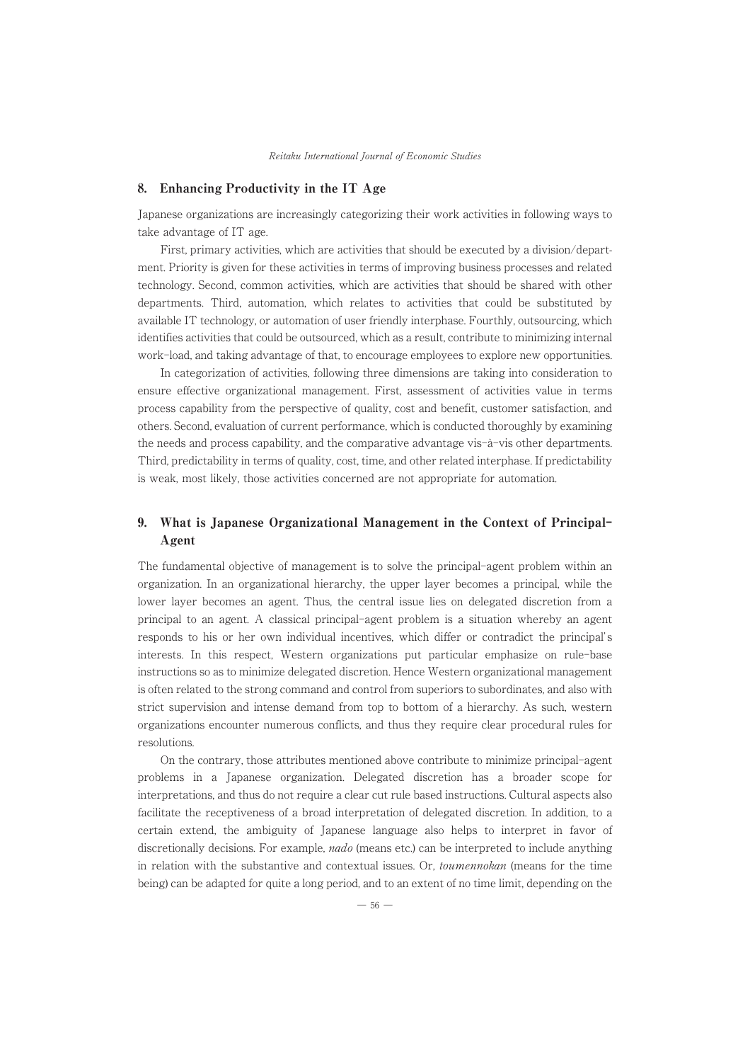## 8. Enhancing Productivity in the IT Age

Japanese organizations are increasingly categorizing their work activities in following ways to take advantage of IT age.

First, primary activities, which are activities that should be executed by a division/department. Priority is given for these activities in terms of improving business processes and related technology. Second, common activities, which are activities that should be shared with other departments. Third, automation, which relates to activities that could be substituted by available IT technology, or automation of user friendly interphase. Fourthly, outsourcing, which identifies activities that could be outsourced, which as a result, contribute to minimizing internal work-load, and taking advantage of that, to encourage employees to explore new opportunities.

In categorization of activities, following three dimensions are taking into consideration to ensure effective organizational management. First, assessment of activities value in terms process capability from the perspective of quality, cost and benefit, customer satisfaction, and others. Second, evaluation of current performance, which is conducted thoroughly by examining the needs and process capability, and the comparative advantage vis-à-vis other departments. Third, predictability in terms of quality, cost, time, and other related interphase. If predictability is weak, most likely, those activities concerned are not appropriate for automation.

## 9. What is Japanese Organizational Management in the Context of Principal-Agent

The fundamental objective of management is to solve the principal-agent problem within an organization. In an organizational hierarchy, the upper layer becomes a principal, while the lower layer becomes an agent. Thus, the central issue lies on delegated discretion from a principal to an agent. A classical principal-agent problem is a situation whereby an agent responds to his or her own individual incentives, which differ or contradict the principal's interests. In this respect, Western organizations put particular emphasize on rule-base instructions so as to minimize delegated discretion. Hence Western organizational management is often related to the strong command and control from superiors to subordinates, and also with strict supervision and intense demand from top to bottom of a hierarchy. As such, western organizations encounter numerous conflicts, and thus they require clear procedural rules for resolutions.

On the contrary, those attributes mentioned above contribute to minimize principal-agent problems in a Japanese organization. Delegated discretion has a broader scope for interpretations, and thus do not require a clear cut rule based instructions. Cultural aspects also facilitate the receptiveness of a broad interpretation of delegated discretion. In addition, to a certain extend, the ambiguity of Japanese language also helps to interpret in favor of discretionally decisions. For example, *nado* (means etc.) can be interpreted to include anything in relation with the substantive and contextual issues. Or, *toumennokan* (means for the time being) can be adapted for quite a long period, and to an extent of no time limit, depending on the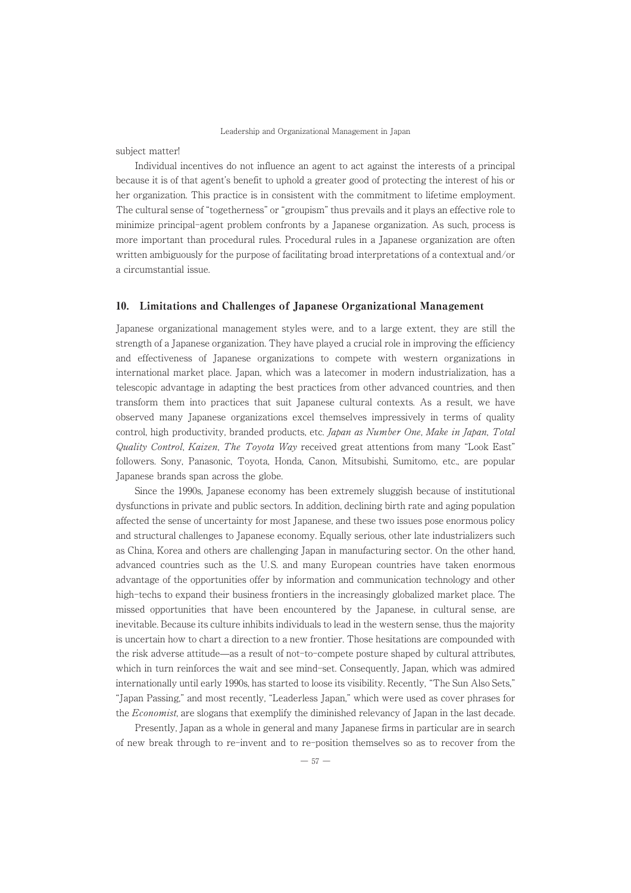subject matter!

Individual incentives do not influence an agent to act against the interests of a principal because it is of that agent's benefit to uphold a greater good of protecting the interest of his or her organization. This practice is in consistent with the commitment to lifetime employment. The cultural sense of "togetherness" or "groupism" thus prevails and it plays an effective role to minimize principal-agent problem confronts by a Japanese organization. As such, process is more important than procedural rules. Procedural rules in a Japanese organization are often written ambiguously for the purpose of facilitating broad interpretations of a contextual and/or a circumstantial issue.

## 10. Limitations and Challenges of Japanese Organizational Management

Japanese organizational management styles were, and to a large extent, they are still the strength of a Japanese organization. They have played a crucial role in improving the efficiency and effectiveness of Japanese organizations to compete with western organizations in international market place. Japan, which was a latecomer in modern industrialization, has a telescopic advantage in adapting the best practices from other advanced countries, and then transform them into practices that suit Japanese cultural contexts. As a result, we have observed many Japanese organizations excel themselves impressively in terms of quality control, high productivity, branded products, etc. *Japan as Number One*, *Make in Japan*, *Total Quality Control*, *Kaizen*, *The Toyota Way* received great attentions from many "Look East" followers. Sony, Panasonic, Toyota, Honda, Canon, Mitsubishi, Sumitomo, etc., are popular Japanese brands span across the globe.

Since the 1990s, Japanese economy has been extremely sluggish because of institutional dysfunctions in private and public sectors. In addition, declining birth rate and aging population affected the sense of uncertainty for most Japanese, and these two issues pose enormous policy and structural challenges to Japanese economy. Equally serious, other late industrializers such as China, Korea and others are challenging Japan in manufacturing sector. On the other hand, advanced countries such as the U.S. and many European countries have taken enormous advantage of the opportunities offer by information and communication technology and other high-techs to expand their business frontiers in the increasingly globalized market place. The missed opportunities that have been encountered by the Japanese, in cultural sense, are inevitable. Because its culture inhibits individuals to lead in the western sense, thus the majority is uncertain how to chart a direction to a new frontier. Those hesitations are compounded with the risk adverse attitude—as a result of not-to-compete posture shaped by cultural attributes, which in turn reinforces the wait and see mind-set. Consequently, Japan, which was admired internationally until early 1990s, has started to loose its visibility. Recently, "The Sun Also Sets," "Japan Passing," and most recently, "Leaderless Japan," which were used as cover phrases for the *Economist*, are slogans that exemplify the diminished relevancy of Japan in the last decade.

Presently, Japan as a whole in general and many Japanese firms in particular are in search of new break through to re-invent and to re-position themselves so as to recover from the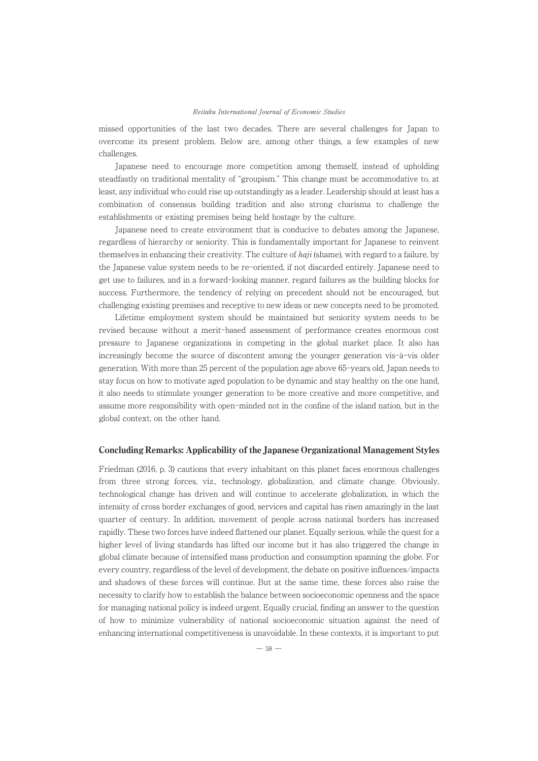missed opportunities of the last two decades. There are several challenges for Japan to overcome its present problem. Below are, among other things, a few examples of new challenges.

Japanese need to encourage more competition among themself, instead of upholding steadfastly on traditional mentality of "groupism." This change must be accommodative to, at least, any individual who could rise up outstandingly as a leader. Leadership should at least has a combination of consensus building tradition and also strong charisma to challenge the establishments or existing premises being held hostage by the culture.

Japanese need to create environment that is conducive to debates among the Japanese, regardless of hierarchy or seniority. This is fundamentally important for Japanese to reinvent themselves in enhancing their creativity. The culture of *haji* (shame), with regard to a failure, by the Japanese value system needs to be re-oriented, if not discarded entirely. Japanese need to get use to failures, and in a forward-looking manner, regard failures as the building blocks for success. Furthermore, the tendency of relying on precedent should not be encouraged, but challenging existing premises and receptive to new ideas or new concepts need to be promoted.

Lifetime employment system should be maintained but seniority system needs to be revised because without a merit-based assessment of performance creates enormous cost pressure to Japanese organizations in competing in the global market place. It also has increasingly become the source of discontent among the younger generation vis-à-vis older generation. With more than 25 percent of the population age above 65-years old, Japan needs to stay focus on how to motivate aged population to be dynamic and stay healthy on the one hand, it also needs to stimulate younger generation to be more creative and more competitive, and assume more responsibility with open-minded not in the confine of the island nation, but in the global context, on the other hand.

## Concluding Remarks: Applicability of the Japanese Organizational Management Styles

Friedman (2016, p. 3) cautions that every inhabitant on this planet faces enormous challenges from three strong forces, viz., technology, globalization, and climate change. Obviously, technological change has driven and will continue to accelerate globalization, in which the intensity of cross border exchanges of good, services and capital has risen amazingly in the last quarter of century. In addition, movement of people across national borders has increased rapidly. These two forces have indeed flattened our planet. Equally serious, while the quest for a higher level of living standards has lifted our income but it has also triggered the change in global climate because of intensified mass production and consumption spanning the globe. For every country, regardless of the level of development, the debate on positive influences/impacts and shadows of these forces will continue. But at the same time, these forces also raise the necessity to clarify how to establish the balance between socioeconomic openness and the space for managing national policy is indeed urgent. Equally crucial, finding an answer to the question of how to minimize vulnerability of national socioeconomic situation against the need of enhancing international competitiveness is unavoidable. In these contexts, it is important to put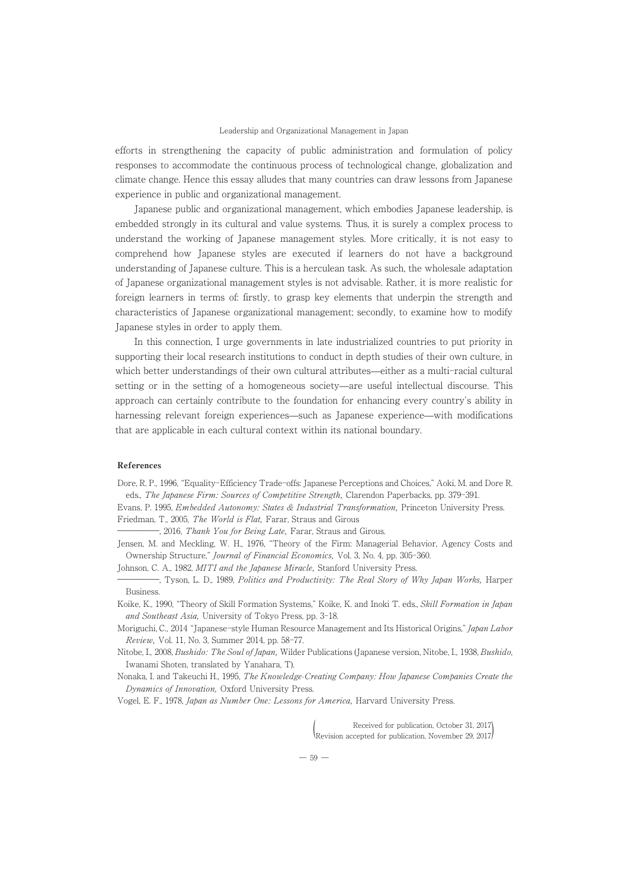efforts in strengthening the capacity of public administration and formulation of policy responses to accommodate the continuous process of technological change, globalization and climate change. Hence this essay alludes that many countries can draw lessons from Japanese experience in public and organizational management.

Japanese public and organizational management, which embodies Japanese leadership, is embedded strongly in its cultural and value systems. Thus, it is surely a complex process to understand the working of Japanese management styles. More critically, it is not easy to comprehend how Japanese styles are executed if learners do not have a background understanding of Japanese culture. This is a herculean task. As such, the wholesale adaptation of Japanese organizational management styles is not advisable. Rather, it is more realistic for foreign learners in terms of: firstly, to grasp key elements that underpin the strength and characteristics of Japanese organizational management; secondly, to examine how to modify Japanese styles in order to apply them.

In this connection, I urge governments in late industrialized countries to put priority in supporting their local research institutions to conduct in depth studies of their own culture, in which better understandings of their own cultural attributes—either as a multi-racial cultural setting or in the setting of a homogeneous society—are useful intellectual discourse. This approach can certainly contribute to the foundation for enhancing every country's ability in harnessing relevant foreign experiences—such as Japanese experience—with modifications that are applicable in each cultural context within its national boundary.

**References**

Dore, R. P., 1996, "Equality-Efficiency Trade-offs: Japanese Perceptions and Choices," Aoki, M. and Dore R. eds., *The Japanese Firm: Sources of Competitive Strength,* Clarendon Paperbacks, pp. 379-391.

Evans, P. 1995, *Embedded Autonomy: States & Industrial Transformation,* Princeton University Press.

Friedman, T., 2005, *The World is Flat,* Farar, Straus and Girous

――――, 2016, *Thank You for Being Late,* Farar, Straus and Girous.

Jensen, M. and Meckling, W. H., 1976, "Theory of the Firm: Managerial Behavior, Agency Costs and Ownership Structure," *Journal of Financial Economics,* Vol. 3, No. 4, pp. 305-360.

Johnson, C. A., 1982, *MITI and the Japanese Miracle,* Stanford University Press.

――――, Tyson, L. D., 1989, *Politics and Productivity: The Real Story of Why Japan Works,* Harper Business.

Koike, K., 1990, "Theory of Skill Formation Systems," Koike, K. and Inoki T. eds., *Skill Formation in Japan and Southeast Asia,* University of Tokyo Press, pp. 3-18.

Moriguchi, C., 2014 "Japanese-style Human Resource Management and Its Historical Origins," *Japan Labor Review,* Vol. 11, No. 3, Summer 2014, pp. 58-77.

Nitobe, I., 2008, *Bushido: The Soul of Japan,* Wilder Publications (Japanese version, Nitobe, I., 1938, *Bushido*, Iwanami Shoten, translated by Yanahara, T).

Nonaka, I. and Takeuchi H., 1995, *The Knowledge-Creating Company: How Japanese Companies Create the Dynamics of Innovation,* Oxford University Press.

Vogel, E. F., 1978, *Japan as Number One: Lessons for America,* Harvard University Press.

(Received for publication, October 31, 2017
Revision accepted for publication, November 29, 2017)